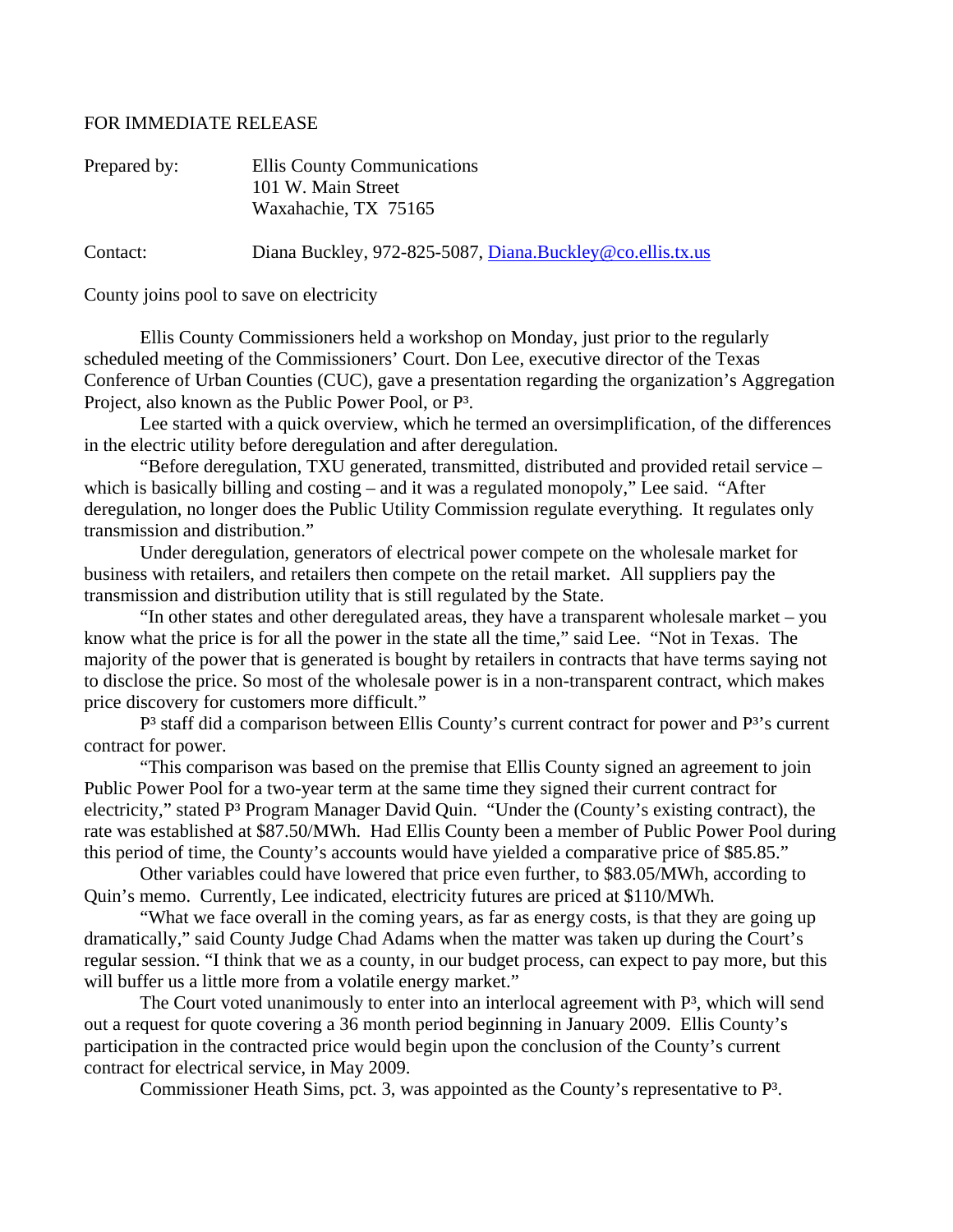FOR IMMEDIATE RELEASE

Prepared by: Ellis County Communications
101 W. Main Street
Waxahachie, TX 75165

Contact: Diana Buckley, 972-825-5087, Diana.Buckley@co.ellis.tx.us

County joins pool to save on electricity

Ellis County Commissioners held a workshop on Monday, just prior to the regularly scheduled meeting of the Commissioners' Court. Don Lee, executive director of the Texas Conference of Urban Counties (CUC), gave a presentation regarding the organization's Aggregation Project, also known as the Public Power Pool, or P³.

Lee started with a quick overview, which he termed an oversimplification, of the differences in the electric utility before deregulation and after deregulation.

"Before deregulation, TXU generated, transmitted, distributed and provided retail service – which is basically billing and costing – and it was a regulated monopoly," Lee said. "After deregulation, no longer does the Public Utility Commission regulate everything. It regulates only transmission and distribution."

Under deregulation, generators of electrical power compete on the wholesale market for business with retailers, and retailers then compete on the retail market. All suppliers pay the transmission and distribution utility that is still regulated by the State.

"In other states and other deregulated areas, they have a transparent wholesale market – you know what the price is for all the power in the state all the time," said Lee. "Not in Texas. The majority of the power that is generated is bought by retailers in contracts that have terms saying not to disclose the price. So most of the wholesale power is in a non-transparent contract, which makes price discovery for customers more difficult."

P³ staff did a comparison between Ellis County's current contract for power and P³'s current contract for power.

"This comparison was based on the premise that Ellis County signed an agreement to join Public Power Pool for a two-year term at the same time they signed their current contract for electricity," stated P³ Program Manager David Quin. "Under the (County's existing contract), the rate was established at $87.50/MWh. Had Ellis County been a member of Public Power Pool during this period of time, the County's accounts would have yielded a comparative price of $85.85."

Other variables could have lowered that price even further, to $83.05/MWh, according to Quin's memo. Currently, Lee indicated, electricity futures are priced at $110/MWh.

"What we face overall in the coming years, as far as energy costs, is that they are going up dramatically," said County Judge Chad Adams when the matter was taken up during the Court's regular session. "I think that we as a county, in our budget process, can expect to pay more, but this will buffer us a little more from a volatile energy market."

The Court voted unanimously to enter into an interlocal agreement with P³, which will send out a request for quote covering a 36 month period beginning in January 2009. Ellis County's participation in the contracted price would begin upon the conclusion of the County's current contract for electrical service, in May 2009.

Commissioner Heath Sims, pct. 3, was appointed as the County's representative to P³.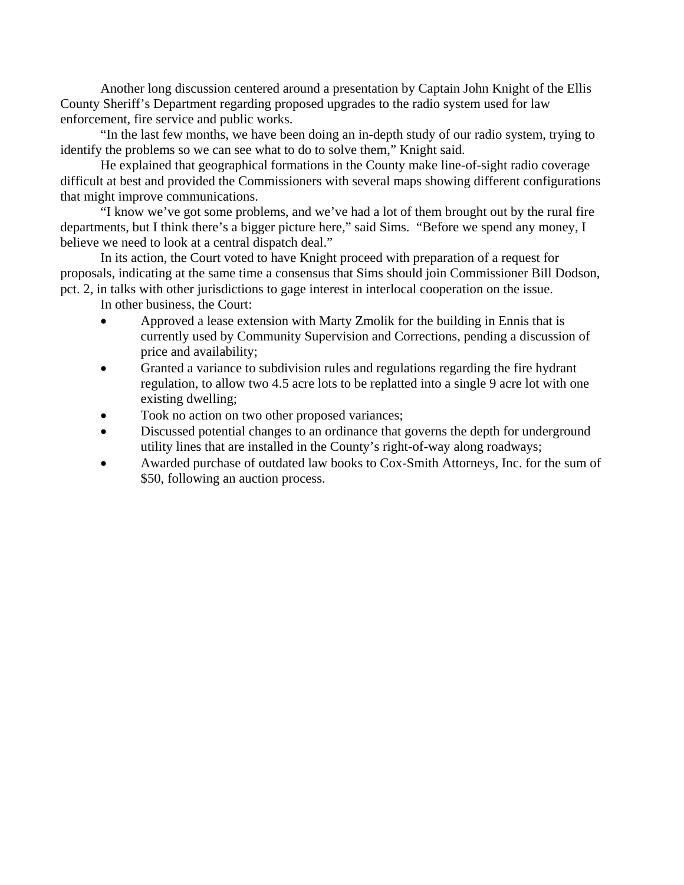Another long discussion centered around a presentation by Captain John Knight of the Ellis County Sheriff's Department regarding proposed upgrades to the radio system used for law enforcement, fire service and public works.

"In the last few months, we have been doing an in-depth study of our radio system, trying to identify the problems so we can see what to do to solve them," Knight said.

He explained that geographical formations in the County make line-of-sight radio coverage difficult at best and provided the Commissioners with several maps showing different configurations that might improve communications.

"I know we've got some problems, and we've had a lot of them brought out by the rural fire departments, but I think there's a bigger picture here," said Sims. "Before we spend any money, I believe we need to look at a central dispatch deal."

In its action, the Court voted to have Knight proceed with preparation of a request for proposals, indicating at the same time a consensus that Sims should join Commissioner Bill Dodson, pct. 2, in talks with other jurisdictions to gage interest in interlocal cooperation on the issue.

In other business, the Court:

- Approved a lease extension with Marty Zmolik for the building in Ennis that is currently used by Community Supervision and Corrections, pending a discussion of price and availability;
- Granted a variance to subdivision rules and regulations regarding the fire hydrant regulation, to allow two 4.5 acre lots to be replatted into a single 9 acre lot with one existing dwelling;
- Took no action on two other proposed variances;
- Discussed potential changes to an ordinance that governs the depth for underground utility lines that are installed in the County's right-of-way along roadways;
- Awarded purchase of outdated law books to Cox-Smith Attorneys, Inc. for the sum of $50, following an auction process.